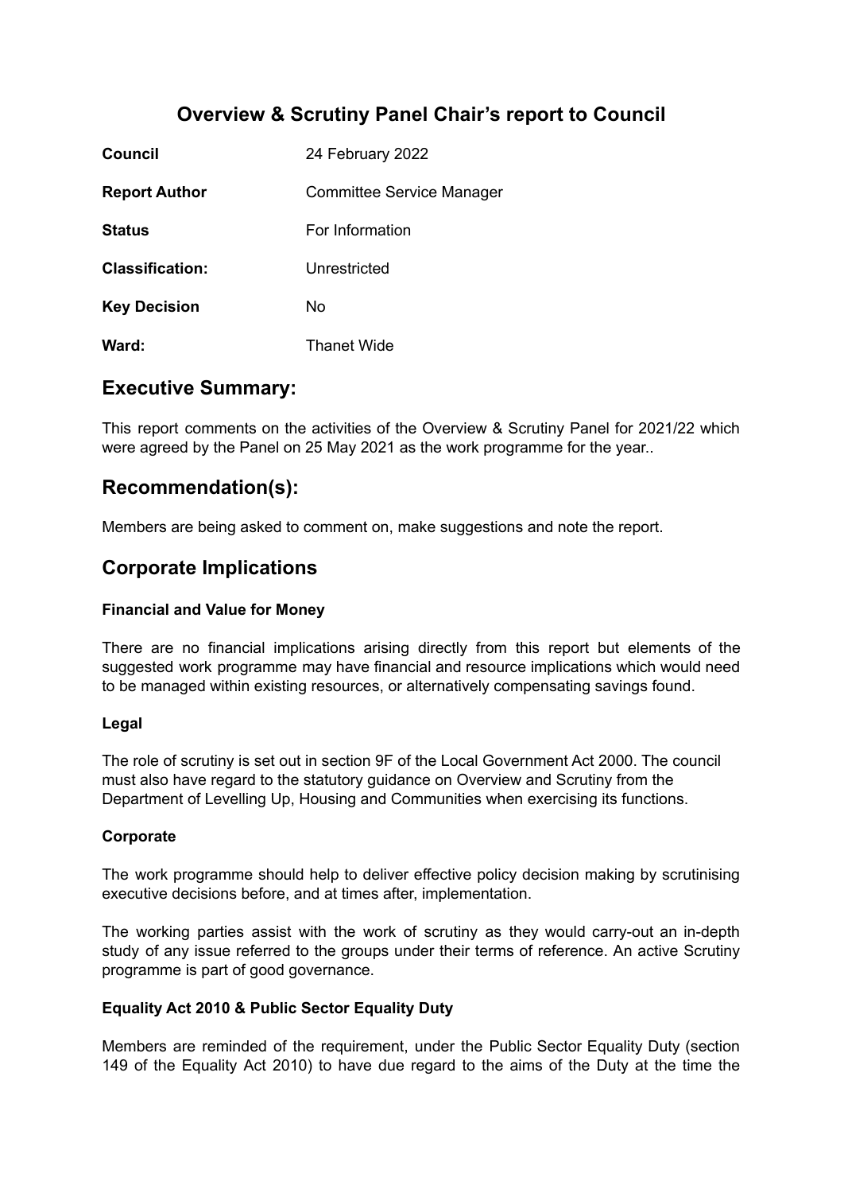# Overview & Scrutiny Panel Chair's report to Council

| | |
|---|---|
| **Council** | 24 February 2022 |
| **Report Author** | Committee Service Manager |
| **Status** | For Information |
| **Classification:** | Unrestricted |
| **Key Decision** | No |
| **Ward:** | Thanet Wide |

## Executive Summary:

This report comments on the activities of the Overview & Scrutiny Panel for 2021/22 which were agreed by the Panel on 25 May 2021 as the work programme for the year..

## Recommendation(s):

Members are being asked to comment on, make suggestions and note the report.

## Corporate Implications

### Financial and Value for Money

There are no financial implications arising directly from this report but elements of the suggested work programme may have financial and resource implications which would need to be managed within existing resources, or alternatively compensating savings found.

### Legal

The role of scrutiny is set out in section 9F of the Local Government Act 2000. The council must also have regard to the statutory guidance on Overview and Scrutiny from the Department of Levelling Up, Housing and Communities when exercising its functions.

### Corporate

The work programme should help to deliver effective policy decision making by scrutinising executive decisions before, and at times after, implementation.

The working parties assist with the work of scrutiny as they would carry-out an in-depth study of any issue referred to the groups under their terms of reference. An active Scrutiny programme is part of good governance.

### Equality Act 2010 & Public Sector Equality Duty

Members are reminded of the requirement, under the Public Sector Equality Duty (section 149 of the Equality Act 2010) to have due regard to the aims of the Duty at the time the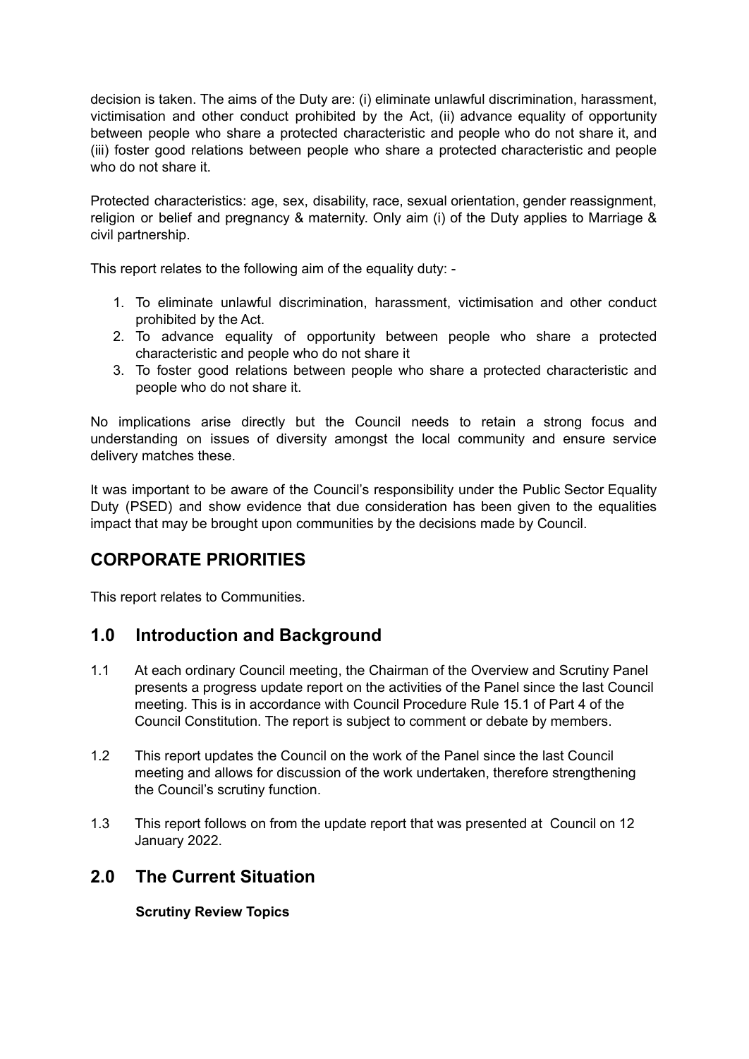decision is taken. The aims of the Duty are: (i) eliminate unlawful discrimination, harassment, victimisation and other conduct prohibited by the Act, (ii) advance equality of opportunity between people who share a protected characteristic and people who do not share it, and (iii) foster good relations between people who share a protected characteristic and people who do not share it.

Protected characteristics: age, sex, disability, race, sexual orientation, gender reassignment, religion or belief and pregnancy & maternity. Only aim (i) of the Duty applies to Marriage & civil partnership.

This report relates to the following aim of the equality duty: -

1. To eliminate unlawful discrimination, harassment, victimisation and other conduct prohibited by the Act.
2. To advance equality of opportunity between people who share a protected characteristic and people who do not share it
3. To foster good relations between people who share a protected characteristic and people who do not share it.

No implications arise directly but the Council needs to retain a strong focus and understanding on issues of diversity amongst the local community and ensure service delivery matches these.

It was important to be aware of the Council's responsibility under the Public Sector Equality Duty (PSED) and show evidence that due consideration has been given to the equalities impact that may be brought upon communities by the decisions made by Council.

## CORPORATE PRIORITIES

This report relates to Communities.

## 1.0 Introduction and Background

1.1 At each ordinary Council meeting, the Chairman of the Overview and Scrutiny Panel presents a progress update report on the activities of the Panel since the last Council meeting. This is in accordance with Council Procedure Rule 15.1 of Part 4 of the Council Constitution. The report is subject to comment or debate by members.

1.2 This report updates the Council on the work of the Panel since the last Council meeting and allows for discussion of the work undertaken, therefore strengthening the Council's scrutiny function.

1.3 This report follows on from the update report that was presented at Council on 12 January 2022.

## 2.0 The Current Situation

**Scrutiny Review Topics**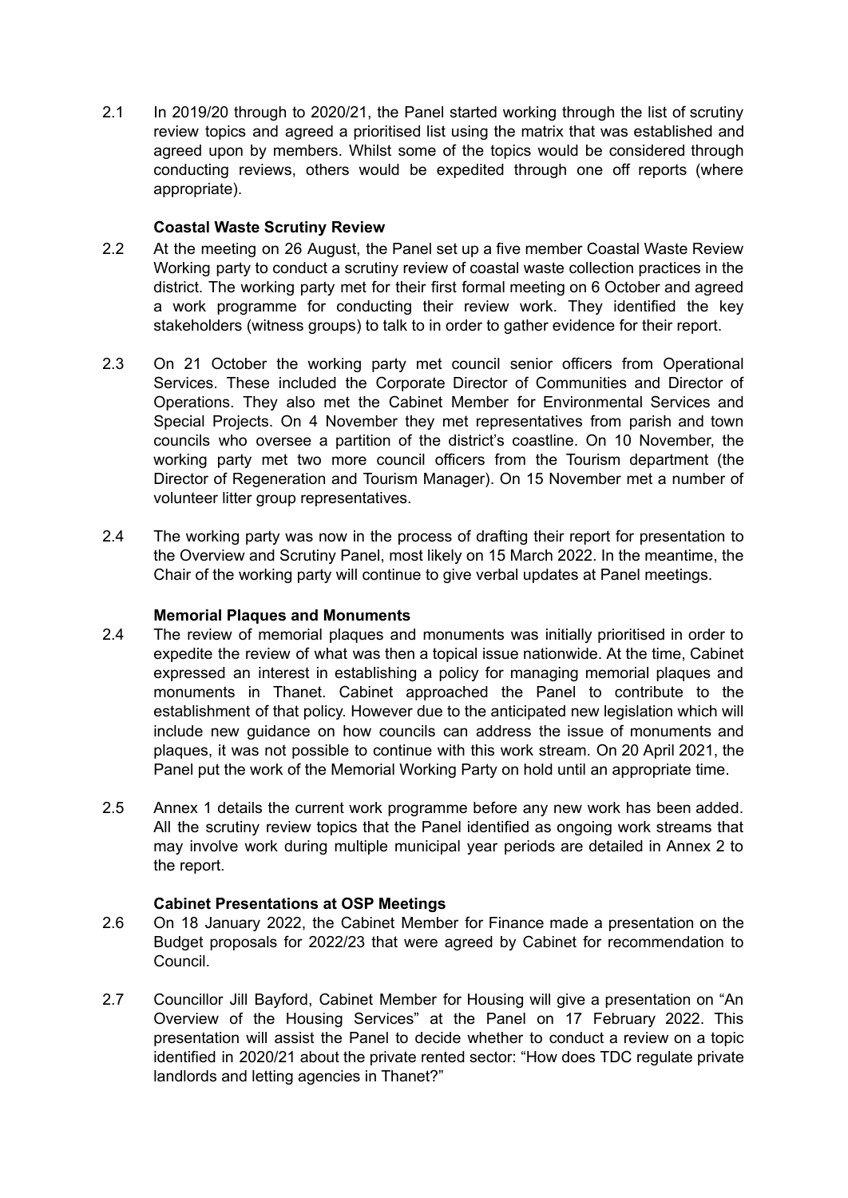2.1 In 2019/20 through to 2020/21, the Panel started working through the list of scrutiny review topics and agreed a prioritised list using the matrix that was established and agreed upon by members. Whilst some of the topics would be considered through conducting reviews, others would be expedited through one off reports (where appropriate).

**Coastal Waste Scrutiny Review**

2.2 At the meeting on 26 August, the Panel set up a five member Coastal Waste Review Working party to conduct a scrutiny review of coastal waste collection practices in the district. The working party met for their first formal meeting on 6 October and agreed a work programme for conducting their review work. They identified the key stakeholders (witness groups) to talk to in order to gather evidence for their report.

2.3 On 21 October the working party met council senior officers from Operational Services. These included the Corporate Director of Communities and Director of Operations. They also met the Cabinet Member for Environmental Services and Special Projects. On 4 November they met representatives from parish and town councils who oversee a partition of the district's coastline. On 10 November, the working party met two more council officers from the Tourism department (the Director of Regeneration and Tourism Manager). On 15 November met a number of volunteer litter group representatives.

2.4 The working party was now in the process of drafting their report for presentation to the Overview and Scrutiny Panel, most likely on 15 March 2022. In the meantime, the Chair of the working party will continue to give verbal updates at Panel meetings.

**Memorial Plaques and Monuments**

2.4 The review of memorial plaques and monuments was initially prioritised in order to expedite the review of what was then a topical issue nationwide. At the time, Cabinet expressed an interest in establishing a policy for managing memorial plaques and monuments in Thanet. Cabinet approached the Panel to contribute to the establishment of that policy. However due to the anticipated new legislation which will include new guidance on how councils can address the issue of monuments and plaques, it was not possible to continue with this work stream. On 20 April 2021, the Panel put the work of the Memorial Working Party on hold until an appropriate time.

2.5 Annex 1 details the current work programme before any new work has been added. All the scrutiny review topics that the Panel identified as ongoing work streams that may involve work during multiple municipal year periods are detailed in Annex 2 to the report.

**Cabinet Presentations at OSP Meetings**

2.6 On 18 January 2022, the Cabinet Member for Finance made a presentation on the Budget proposals for 2022/23 that were agreed by Cabinet for recommendation to Council.

2.7 Councillor Jill Bayford, Cabinet Member for Housing will give a presentation on "An Overview of the Housing Services" at the Panel on 17 February 2022. This presentation will assist the Panel to decide whether to conduct a review on a topic identified in 2020/21 about the private rented sector: "How does TDC regulate private landlords and letting agencies in Thanet?"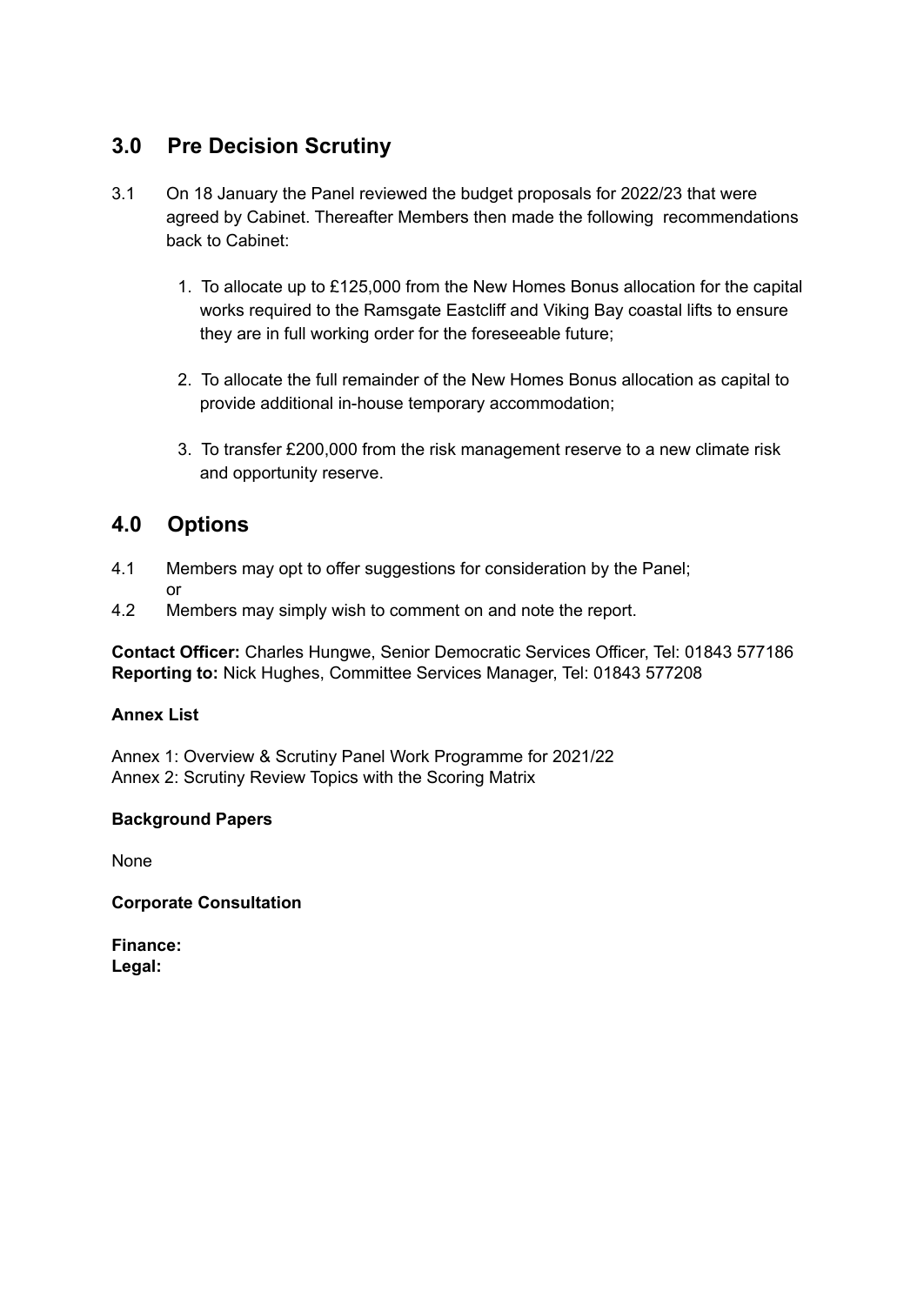## 3.0 Pre Decision Scrutiny

3.1 On 18 January the Panel reviewed the budget proposals for 2022/23 that were agreed by Cabinet. Thereafter Members then made the following recommendations back to Cabinet:

1. To allocate up to £125,000 from the New Homes Bonus allocation for the capital works required to the Ramsgate Eastcliff and Viking Bay coastal lifts to ensure they are in full working order for the foreseeable future;

2. To allocate the full remainder of the New Homes Bonus allocation as capital to provide additional in-house temporary accommodation;

3. To transfer £200,000 from the risk management reserve to a new climate risk and opportunity reserve.

## 4.0 Options

4.1 Members may opt to offer suggestions for consideration by the Panel; or

4.2 Members may simply wish to comment on and note the report.

**Contact Officer:** Charles Hungwe, Senior Democratic Services Officer, Tel: 01843 577186
**Reporting to:** Nick Hughes, Committee Services Manager, Tel: 01843 577208

**Annex List**

Annex 1: Overview & Scrutiny Panel Work Programme for 2021/22
Annex 2: Scrutiny Review Topics with the Scoring Matrix

**Background Papers**

None

**Corporate Consultation**

**Finance:**
**Legal:**